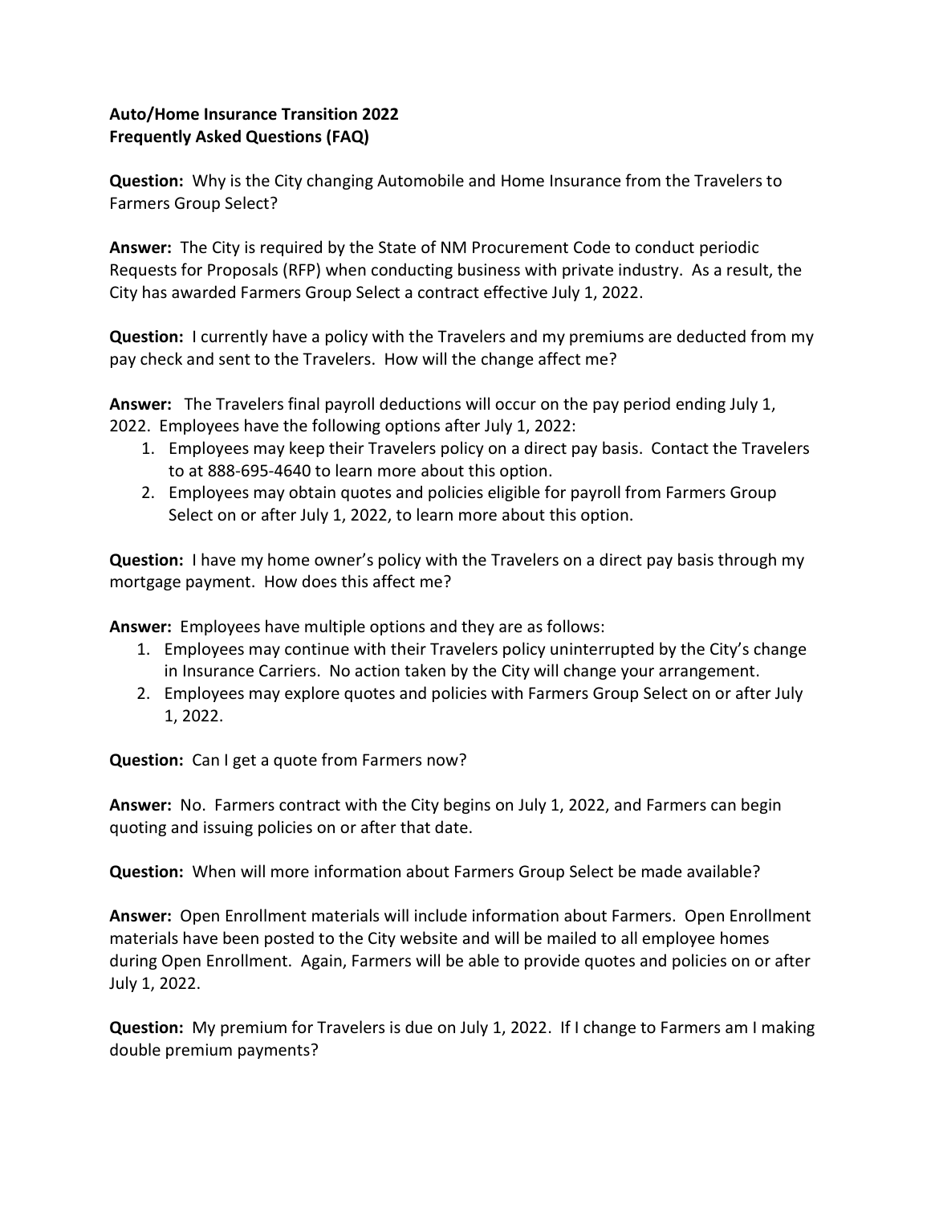**Auto/Home Insurance Transition 2022**
**Frequently Asked Questions (FAQ)**

**Question:** Why is the City changing Automobile and Home Insurance from the Travelers to Farmers Group Select?

**Answer:** The City is required by the State of NM Procurement Code to conduct periodic Requests for Proposals (RFP) when conducting business with private industry. As a result, the City has awarded Farmers Group Select a contract effective July 1, 2022.

**Question:** I currently have a policy with the Travelers and my premiums are deducted from my pay check and sent to the Travelers. How will the change affect me?

**Answer:** The Travelers final payroll deductions will occur on the pay period ending July 1, 2022. Employees have the following options after July 1, 2022:

1. Employees may keep their Travelers policy on a direct pay basis. Contact the Travelers to at 888-695-4640 to learn more about this option.
2. Employees may obtain quotes and policies eligible for payroll from Farmers Group Select on or after July 1, 2022, to learn more about this option.

**Question:** I have my home owner's policy with the Travelers on a direct pay basis through my mortgage payment. How does this affect me?

**Answer:** Employees have multiple options and they are as follows:

1. Employees may continue with their Travelers policy uninterrupted by the City's change in Insurance Carriers. No action taken by the City will change your arrangement.
2. Employees may explore quotes and policies with Farmers Group Select on or after July 1, 2022.

**Question:** Can I get a quote from Farmers now?

**Answer:** No. Farmers contract with the City begins on July 1, 2022, and Farmers can begin quoting and issuing policies on or after that date.

**Question:** When will more information about Farmers Group Select be made available?

**Answer:** Open Enrollment materials will include information about Farmers. Open Enrollment materials have been posted to the City website and will be mailed to all employee homes during Open Enrollment. Again, Farmers will be able to provide quotes and policies on or after July 1, 2022.

**Question:** My premium for Travelers is due on July 1, 2022. If I change to Farmers am I making double premium payments?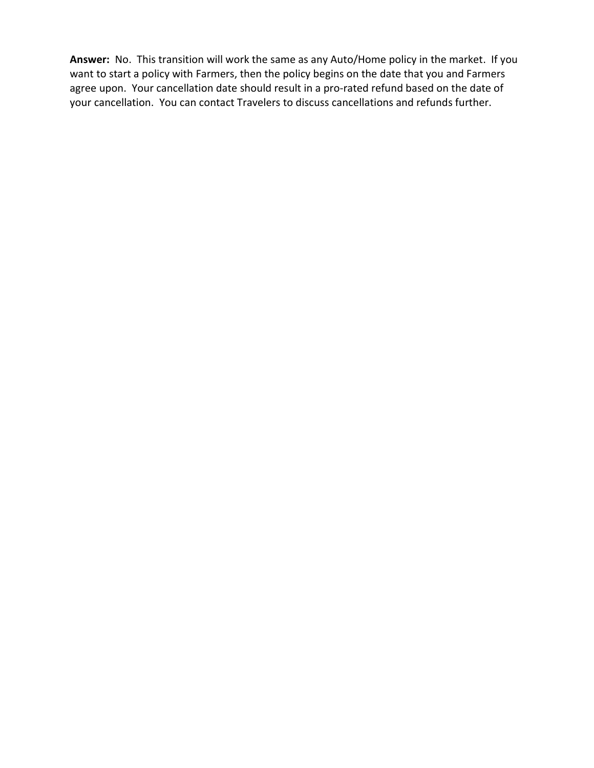**Answer:** No. This transition will work the same as any Auto/Home policy in the market. If you want to start a policy with Farmers, then the policy begins on the date that you and Farmers agree upon. Your cancellation date should result in a pro-rated refund based on the date of your cancellation. You can contact Travelers to discuss cancellations and refunds further.